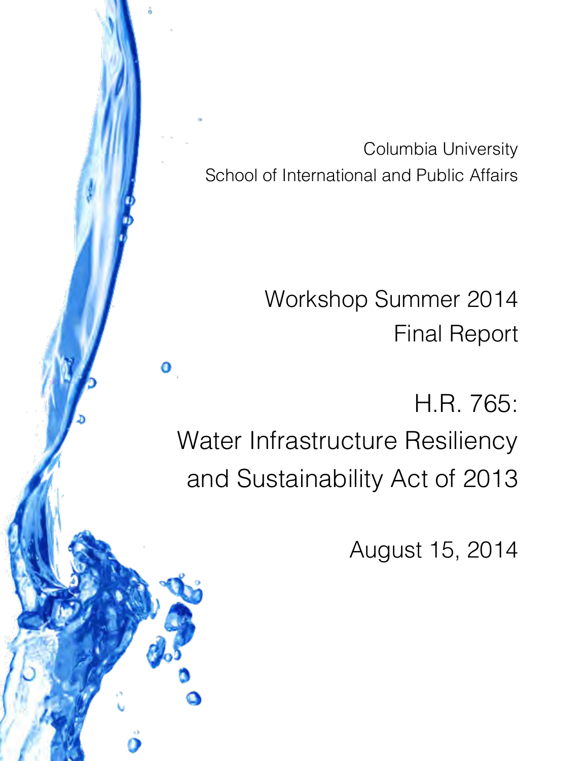Columbia University

School of International and Public Affairs

# Workshop Summer 2014
# Final Report

# H.R. 765:
# Water Infrastructure Resiliency and Sustainability Act of 2013

August 15, 2014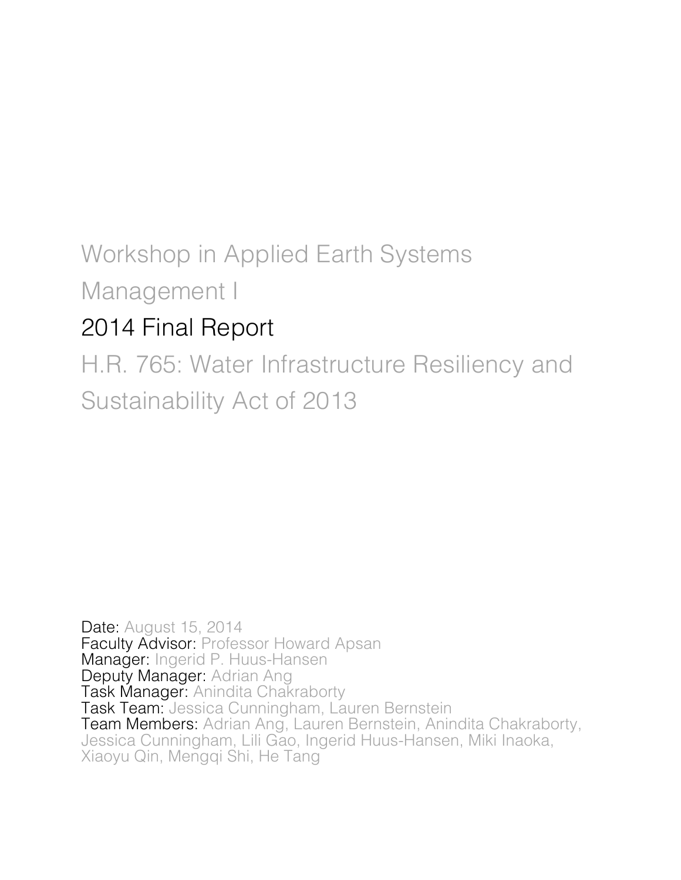# Workshop in Applied Earth Systems Management I

## 2014 Final Report

# H.R. 765: Water Infrastructure Resiliency and Sustainability Act of 2013

**Date:** August 15, 2014
**Faculty Advisor:** Professor Howard Apsan
**Manager:** Ingerid P. Huus-Hansen
**Deputy Manager:** Adrian Ang
**Task Manager:** Anindita Chakraborty
**Task Team:** Jessica Cunningham, Lauren Bernstein
**Team Members:** Adrian Ang, Lauren Bernstein, Anindita Chakraborty, Jessica Cunningham, Lili Gao, Ingerid Huus-Hansen, Miki Inaoka, Xiaoyu Qin, Mengqi Shi, He Tang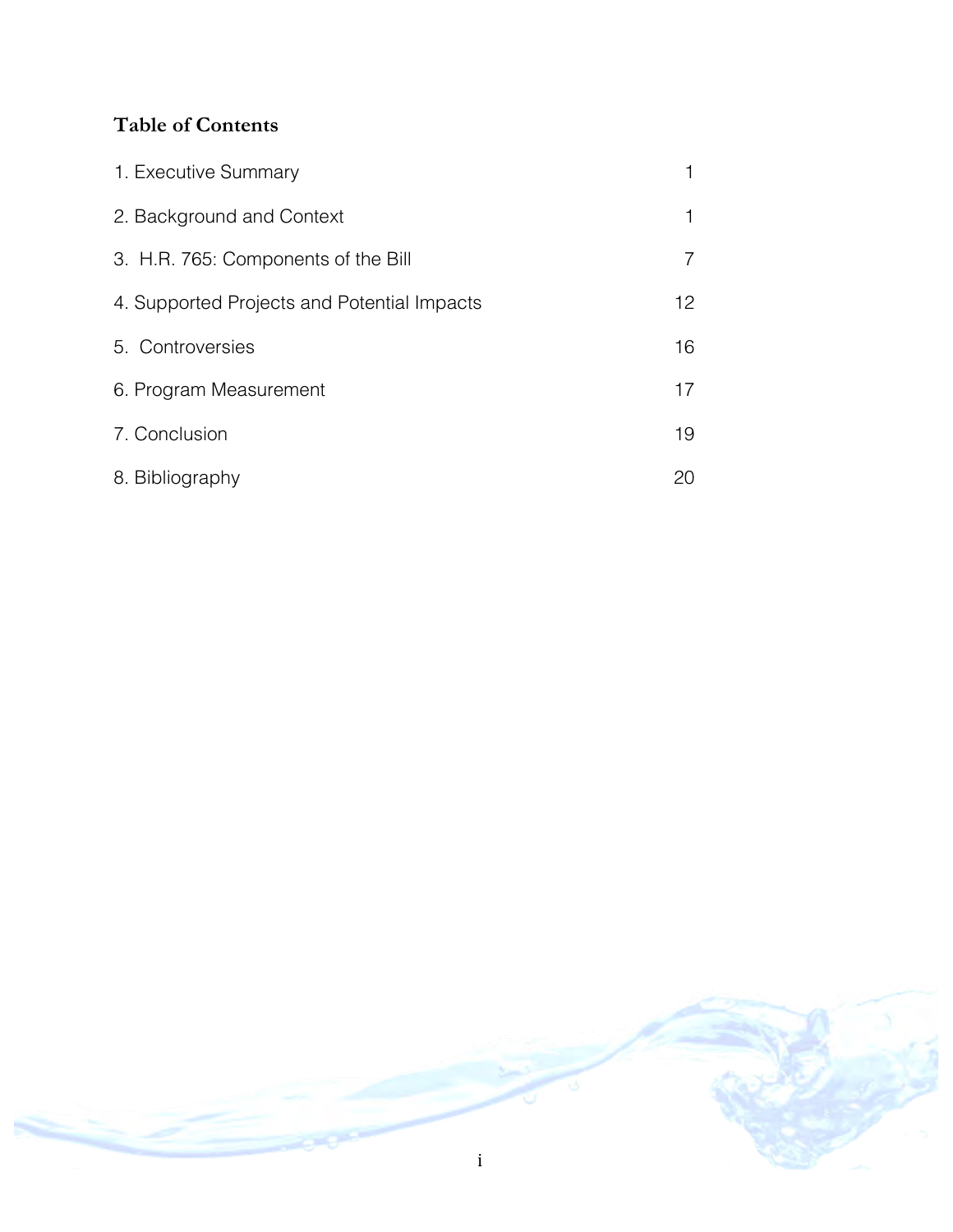## Table of Contents

| | |
|---|---|
| 1. Executive Summary | 1 |
| 2. Background and Context | 1 |
| 3. H.R. 765: Components of the Bill | 7 |
| 4. Supported Projects and Potential Impacts | 12 |
| 5. Controversies | 16 |
| 6. Program Measurement | 17 |
| 7. Conclusion | 19 |
| 8. Bibliography | 20 |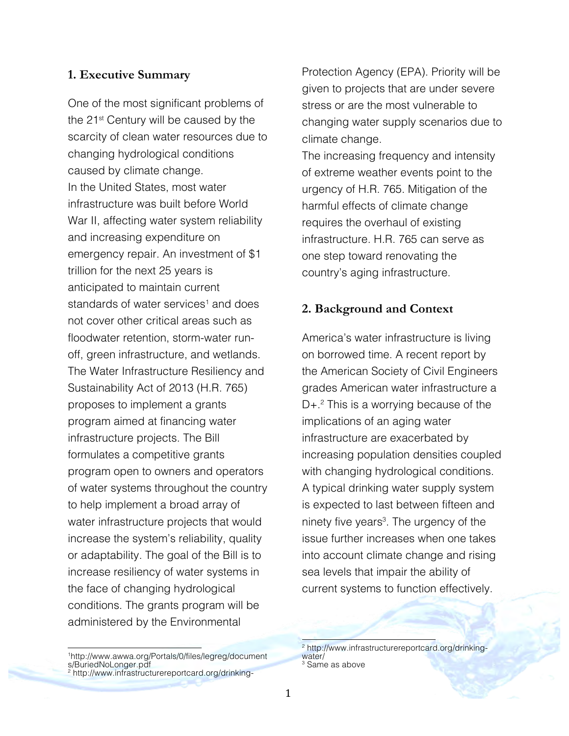## 1. Executive Summary

One of the most significant problems of the 21st Century will be caused by the scarcity of clean water resources due to changing hydrological conditions caused by climate change.

In the United States, most water infrastructure was built before World War II, affecting water system reliability and increasing expenditure on emergency repair. An investment of $1 trillion for the next 25 years is anticipated to maintain current standards of water services[1] and does not cover other critical areas such as floodwater retention, storm-water run-off, green infrastructure, and wetlands. The Water Infrastructure Resiliency and Sustainability Act of 2013 (H.R. 765) proposes to implement a grants program aimed at financing water infrastructure projects. The Bill formulates a competitive grants program open to owners and operators of water systems throughout the country to help implement a broad array of water infrastructure projects that would increase the system's reliability, quality or adaptability. The goal of the Bill is to increase resiliency of water systems in the face of changing hydrological conditions. The grants program will be administered by the Environmental Protection Agency (EPA). Priority will be given to projects that are under severe stress or are the most vulnerable to changing water supply scenarios due to climate change.

The increasing frequency and intensity of extreme weather events point to the urgency of H.R. 765. Mitigation of the harmful effects of climate change requires the overhaul of existing infrastructure. H.R. 765 can serve as one step toward renovating the country's aging infrastructure.

## 2. Background and Context

America's water infrastructure is living on borrowed time. A recent report by the American Society of Civil Engineers grades American water infrastructure a D+.[2] This is a worrying because of the implications of an aging water infrastructure are exacerbated by increasing population densities coupled with changing hydrological conditions. A typical drinking water supply system is expected to last between fifteen and ninety five years[3]. The urgency of the issue further increases when one takes into account climate change and rising sea levels that impair the ability of current systems to function effectively.

---

[1] http://www.awwa.org/Portals/0/files/legreg/documents/BuriedNoLonger.pdf

[2] http://www.infrastructurereportcard.org/drinking-

[2] http://www.infrastructurereportcard.org/drinking-water/

[3] Same as above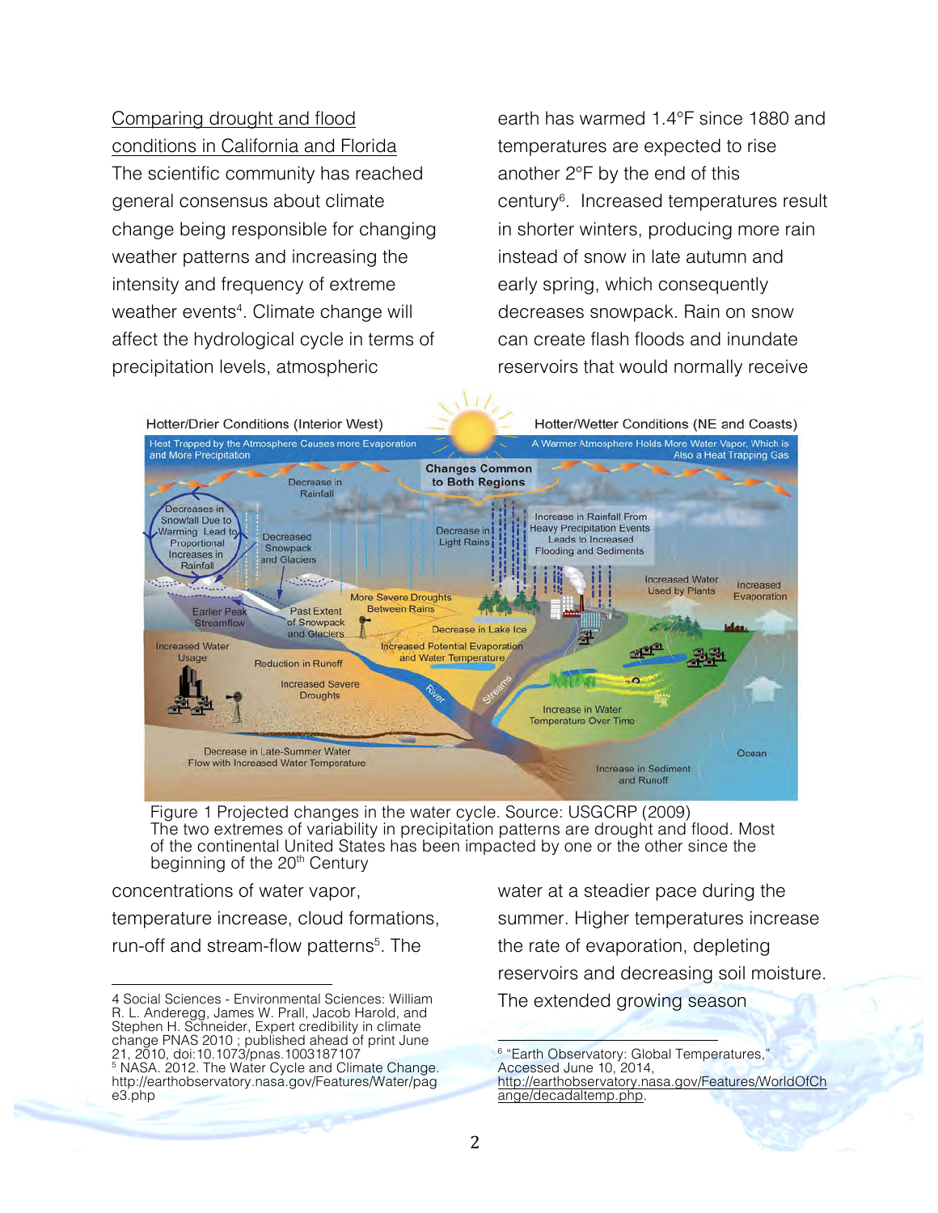Comparing drought and flood conditions in California and Florida

The scientific community has reached general consensus about climate change being responsible for changing weather patterns and increasing the intensity and frequency of extreme weather events[4]. Climate change will affect the hydrological cycle in terms of precipitation levels, atmospheric concentrations of water vapor, temperature increase, cloud formations, run-off and stream-flow patterns[5]. The earth has warmed 1.4°F since 1880 and temperatures are expected to rise another 2°F by the end of this century[6]. Increased temperatures result in shorter winters, producing more rain instead of snow in late autumn and early spring, which consequently decreases snowpack. Rain on snow can create flash floods and inundate reservoirs that would normally receive water at a steadier pace during the summer. Higher temperatures increase the rate of evaporation, depleting reservoirs and decreasing soil moisture. The extended growing season

Figure 1 Projected changes in the water cycle. Source: USGCRP (2009)
The two extremes of variability in precipitation patterns are drought and flood. Most of the continental United States has been impacted by one or the other since the beginning of the 20th Century

4 Social Sciences - Environmental Sciences: William R. L. Anderegg, James W. Prall, Jacob Harold, and Stephen H. Schneider, Expert credibility in climate change PNAS 2010 ; published ahead of print June 21, 2010, doi:10.1073/pnas.1003187107

5 NASA. 2012. The Water Cycle and Climate Change. http://earthobservatory.nasa.gov/Features/Water/page3.php

6 "Earth Observatory: Global Temperatures," Accessed June 10, 2014, http://earthobservatory.nasa.gov/Features/WorldOfChange/decadaltemp.php.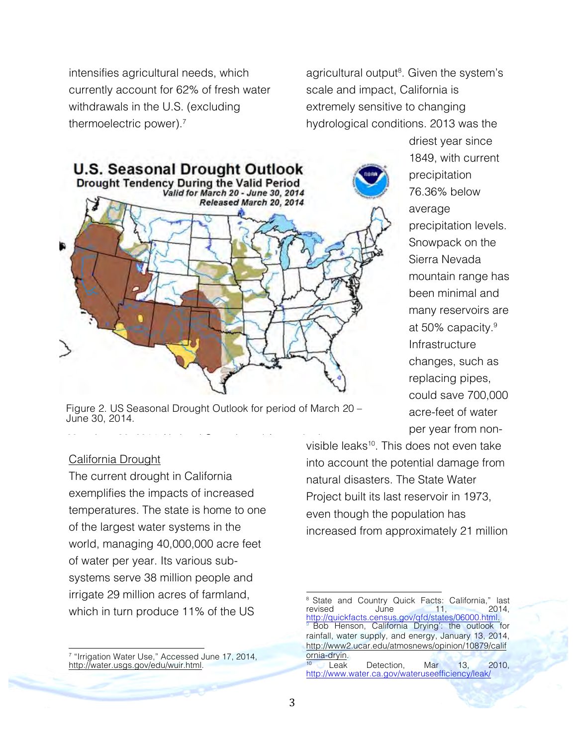intensifies agricultural needs, which currently account for 62% of fresh water withdrawals in the U.S. (excluding thermoelectric power).[7]

Figure 2. US Seasonal Drought Outlook for period of March 20 – June 30, 2014.

California Drought

The current drought in California exemplifies the impacts of increased temperatures. The state is home to one of the largest water systems in the world, managing 40,000,000 acre feet of water per year. Its various sub-systems serve 38 million people and irrigate 29 million acres of farmland, which in turn produce 11% of the US agricultural output[8]. Given the system's scale and impact, California is extremely sensitive to changing hydrological conditions. 2013 was the driest year since 1849, with current precipitation 76.36% below average precipitation levels. Snowpack on the Sierra Nevada mountain range has been minimal and many reservoirs are at 50% capacity.[9] Infrastructure changes, such as replacing pipes, could save 700,000 acre-feet of water per year from non-visible leaks[10]. This does not even take into account the potential damage from natural disasters. The State Water Project built its last reservoir in 1973, even though the population has increased from approximately 21 million

---

[7] "Irrigation Water Use," Accessed June 17, 2014, http://water.usgs.gov/edu/wuir.html.

[8] State and Country Quick Facts: California," last revised June 11, 2014, http://quickfacts.census.gov/qfd/states/06000.html.

[9] Bob Henson, California Drying': the outlook for rainfall, water supply, and energy, January 13, 2014, http://www2.ucar.edu/atmosnews/opinion/10879/california-dryin.

[10] Leak Detection, Mar 13, 2010, http://www.water.ca.gov/wateruseefficiency/leak/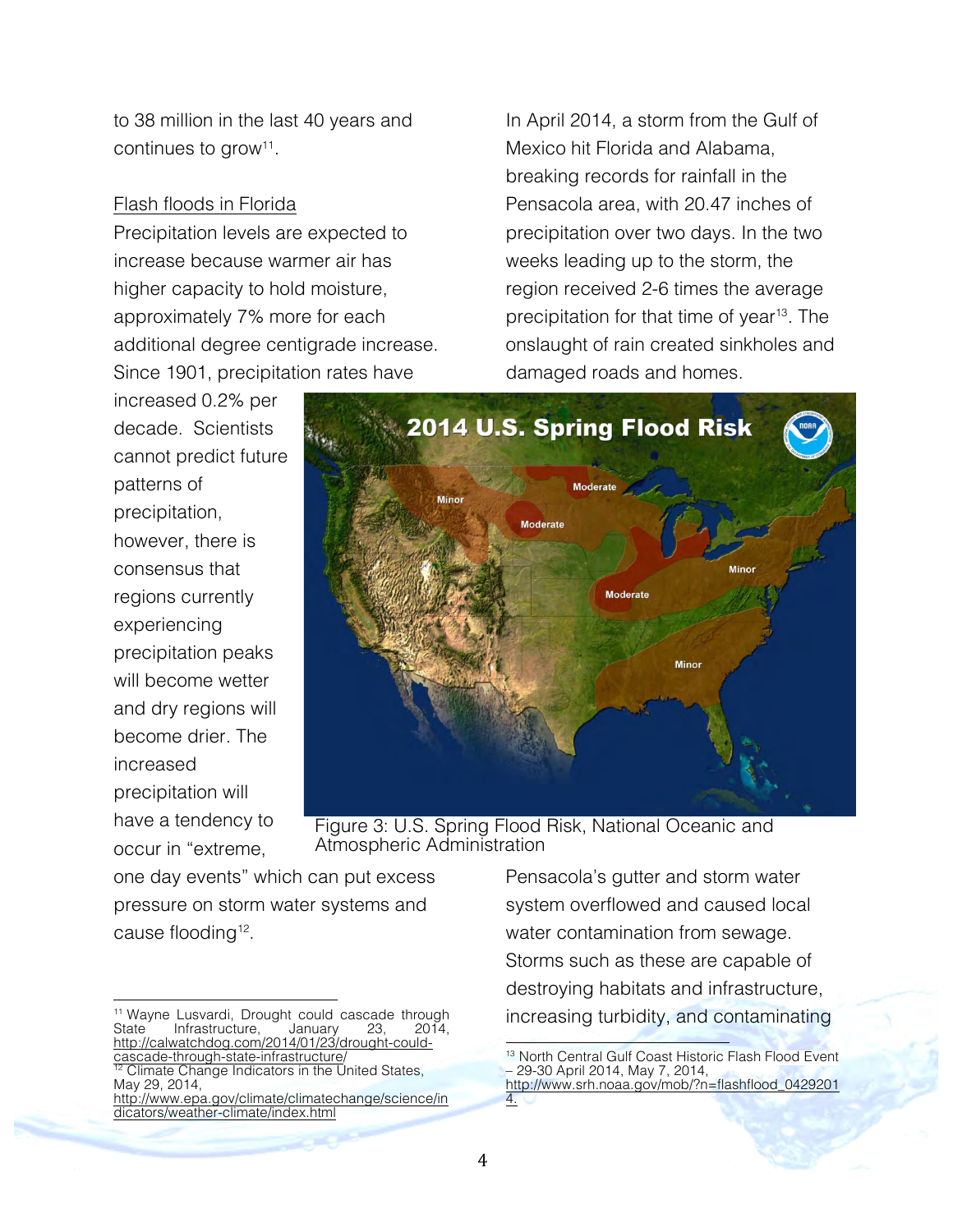to 38 million in the last 40 years and continues to grow[11].

Flash floods in Florida

Precipitation levels are expected to increase because warmer air has higher capacity to hold moisture, approximately 7% more for each additional degree centigrade increase. Since 1901, precipitation rates have increased 0.2% per decade. Scientists cannot predict future patterns of precipitation, however, there is consensus that regions currently experiencing precipitation peaks will become wetter and dry regions will become drier. The increased precipitation will have a tendency to occur in "extreme, one day events" which can put excess pressure on storm water systems and cause flooding[12].

In April 2014, a storm from the Gulf of Mexico hit Florida and Alabama, breaking records for rainfall in the Pensacola area, with 20.47 inches of precipitation over two days. In the two weeks leading up to the storm, the region received 2-6 times the average precipitation for that time of year[13]. The onslaught of rain created sinkholes and damaged roads and homes.

Figure 3: U.S. Spring Flood Risk, National Oceanic and Atmospheric Administration

Pensacola's gutter and storm water system overflowed and caused local water contamination from sewage. Storms such as these are capable of destroying habitats and infrastructure, increasing turbidity, and contaminating

[11] Wayne Lusvardi, Drought could cascade through State Infrastructure, January 23, 2014, http://calwatchdog.com/2014/01/23/drought-could-cascade-through-state-infrastructure/

[12] Climate Change Indicators in the United States, May 29, 2014, http://www.epa.gov/climate/climatechange/science/indicators/weather-climate/index.html

[13] North Central Gulf Coast Historic Flash Flood Event – 29-30 April 2014, May 7, 2014, http://www.srh.noaa.gov/mob/?n=flashflood_04292014.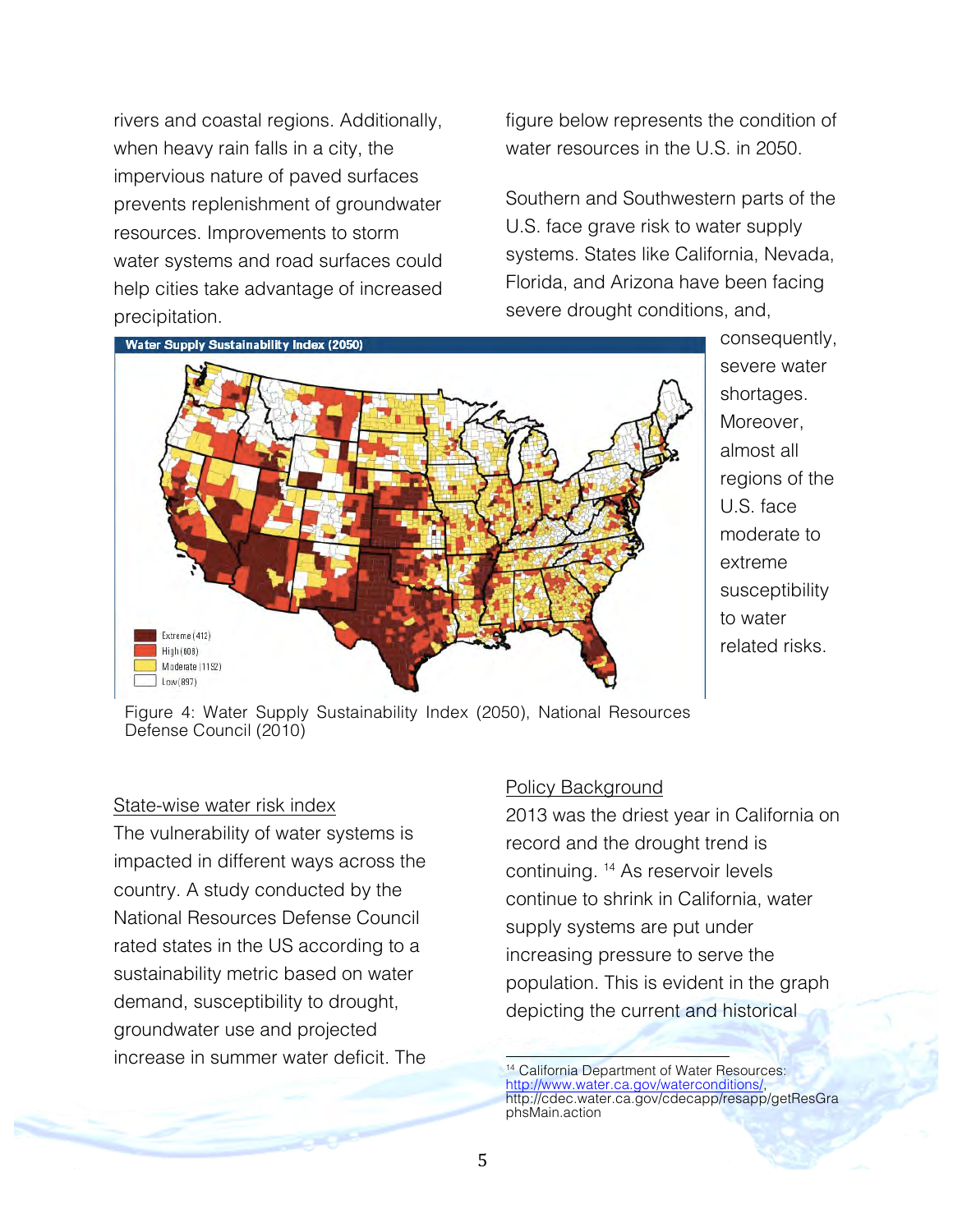rivers and coastal regions. Additionally, when heavy rain falls in a city, the impervious nature of paved surfaces prevents replenishment of groundwater resources. Improvements to storm water systems and road surfaces could help cities take advantage of increased precipitation.

Figure 4: Water Supply Sustainability Index (2050), National Resources Defense Council (2010)

## State-wise water risk index

The vulnerability of water systems is impacted in different ways across the country. A study conducted by the National Resources Defense Council rated states in the US according to a sustainability metric based on water demand, susceptibility to drought, groundwater use and projected increase in summer water deficit. The figure below represents the condition of water resources in the U.S. in 2050.

Southern and Southwestern parts of the U.S. face grave risk to water supply systems. States like California, Nevada, Florida, and Arizona have been facing severe drought conditions, and, consequently, severe water shortages. Moreover, almost all regions of the U.S. face moderate to extreme susceptibility to water related risks.

## Policy Background

2013 was the driest year in California on record and the drought trend is continuing. [14] As reservoir levels continue to shrink in California, water supply systems are put under increasing pressure to serve the population. This is evident in the graph depicting the current and historical

[14] California Department of Water Resources: http://www.water.ca.gov/waterconditions/, http://cdec.water.ca.gov/cdecapp/resapp/getResGraphsMain.action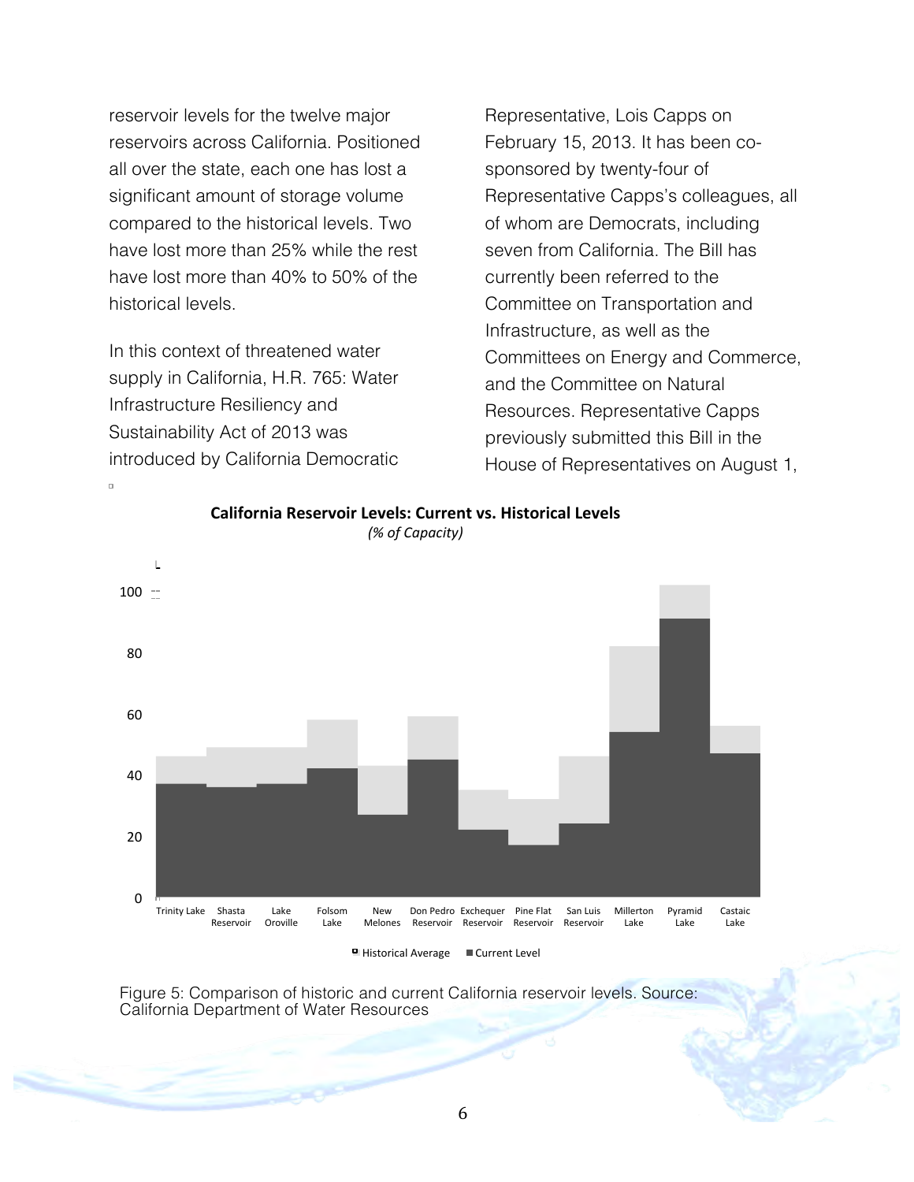reservoir levels for the twelve major reservoirs across California. Positioned all over the state, each one has lost a significant amount of storage volume compared to the historical levels. Two have lost more than 25% while the rest have lost more than 40% to 50% of the historical levels.

In this context of threatened water supply in California, H.R. 765: Water Infrastructure Resiliency and Sustainability Act of 2013 was introduced by California Democratic Representative, Lois Capps on February 15, 2013. It has been co-sponsored by twenty-four of Representative Capps's colleagues, all of whom are Democrats, including seven from California. The Bill has currently been referred to the Committee on Transportation and Infrastructure, as well as the Committees on Energy and Commerce, and the Committee on Natural Resources. Representative Capps previously submitted this Bill in the House of Representatives on August 1,

**California Reservoir Levels: Current vs. Historical Levels**
*(% of Capacity)*

Figure 5: Comparison of historic and current California reservoir levels. Source: California Department of Water Resources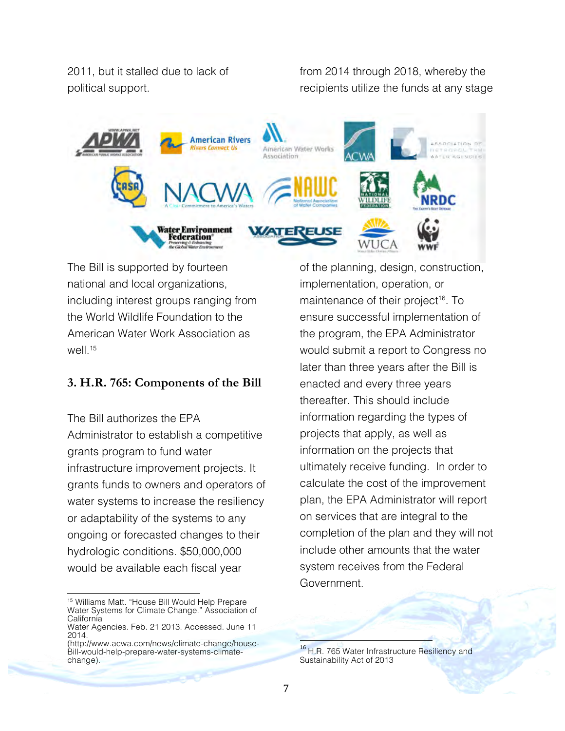2011, but it stalled due to lack of political support.

The Bill is supported by fourteen national and local organizations, including interest groups ranging from the World Wildlife Foundation to the American Water Work Association as well.[15]

### 3. H.R. 765: Components of the Bill

The Bill authorizes the EPA Administrator to establish a competitive grants program to fund water infrastructure improvement projects. It grants funds to owners and operators of water systems to increase the resiliency or adaptability of the systems to any ongoing or forecasted changes to their hydrologic conditions. $50,000,000 would be available each fiscal year from 2014 through 2018, whereby the recipients utilize the funds at any stage of the planning, design, construction, implementation, operation, or maintenance of their project[16]. To ensure successful implementation of the program, the EPA Administrator would submit a report to Congress no later than three years after the Bill is enacted and every three years thereafter. This should include information regarding the types of projects that apply, as well as information on the projects that ultimately receive funding. In order to calculate the cost of the improvement plan, the EPA Administrator will report on services that are integral to the completion of the plan and they will not include other amounts that the water system receives from the Federal Government.

---

[15] Williams Matt. "House Bill Would Help Prepare Water Systems for Climate Change." Association of California Water Agencies. Feb. 21 2013. Accessed. June 11 2014. (http://www.acwa.com/news/climate-change/house-Bill-would-help-prepare-water-systems-climate-change).

[16] H.R. 765 Water Infrastructure Resiliency and Sustainability Act of 2013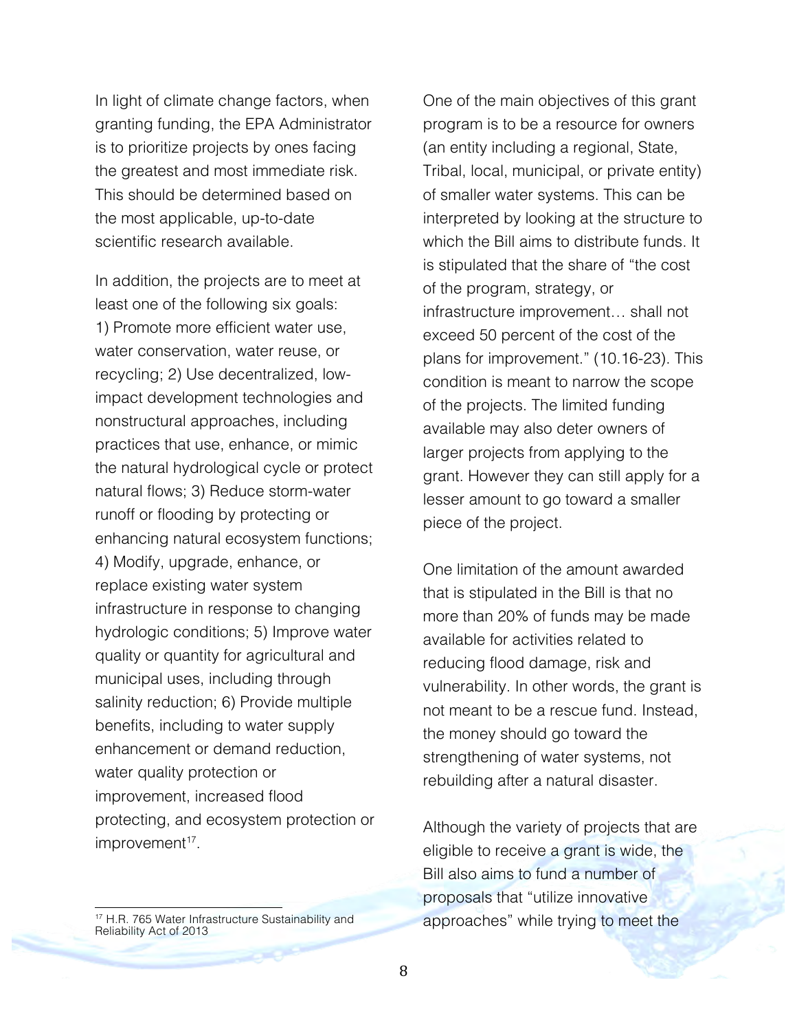In light of climate change factors, when granting funding, the EPA Administrator is to prioritize projects by ones facing the greatest and most immediate risk. This should be determined based on the most applicable, up-to-date scientific research available.

In addition, the projects are to meet at least one of the following six goals: 1) Promote more efficient water use, water conservation, water reuse, or recycling; 2) Use decentralized, low-impact development technologies and nonstructural approaches, including practices that use, enhance, or mimic the natural hydrological cycle or protect natural flows; 3) Reduce storm-water runoff or flooding by protecting or enhancing natural ecosystem functions; 4) Modify, upgrade, enhance, or replace existing water system infrastructure in response to changing hydrologic conditions; 5) Improve water quality or quantity for agricultural and municipal uses, including through salinity reduction; 6) Provide multiple benefits, including to water supply enhancement or demand reduction, water quality protection or improvement, increased flood protecting, and ecosystem protection or improvement[17].

One of the main objectives of this grant program is to be a resource for owners (an entity including a regional, State, Tribal, local, municipal, or private entity) of smaller water systems. This can be interpreted by looking at the structure to which the Bill aims to distribute funds. It is stipulated that the share of "the cost of the program, strategy, or infrastructure improvement… shall not exceed 50 percent of the cost of the plans for improvement." (10.16-23). This condition is meant to narrow the scope of the projects. The limited funding available may also deter owners of larger projects from applying to the grant. However they can still apply for a lesser amount to go toward a smaller piece of the project.

One limitation of the amount awarded that is stipulated in the Bill is that no more than 20% of funds may be made available for activities related to reducing flood damage, risk and vulnerability. In other words, the grant is not meant to be a rescue fund. Instead, the money should go toward the strengthening of water systems, not rebuilding after a natural disaster.

Although the variety of projects that are eligible to receive a grant is wide, the Bill also aims to fund a number of proposals that "utilize innovative approaches" while trying to meet the

[17] H.R. 765 Water Infrastructure Sustainability and Reliability Act of 2013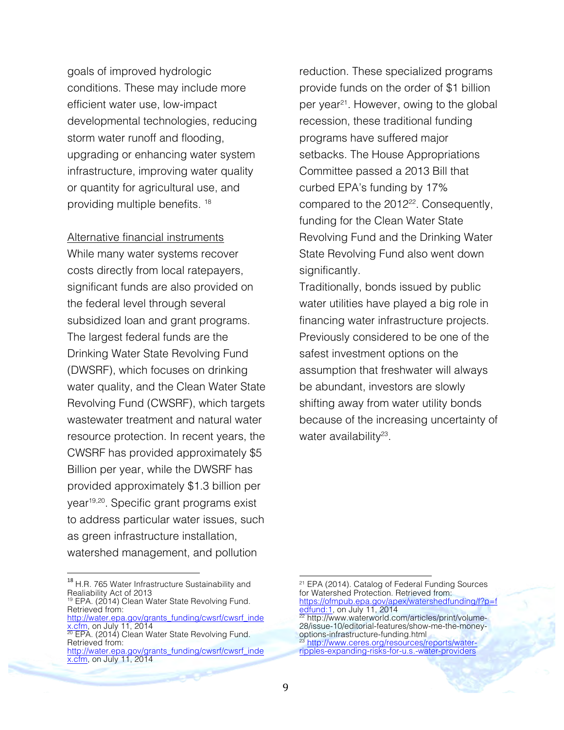goals of improved hydrologic conditions. These may include more efficient water use, low-impact developmental technologies, reducing storm water runoff and flooding, upgrading or enhancing water system infrastructure, improving water quality or quantity for agricultural use, and providing multiple benefits. [18]

Alternative financial instruments

While many water systems recover costs directly from local ratepayers, significant funds are also provided on the federal level through several subsidized loan and grant programs. The largest federal funds are the Drinking Water State Revolving Fund (DWSRF), which focuses on drinking water quality, and the Clean Water State Revolving Fund (CWSRF), which targets wastewater treatment and natural water resource protection. In recent years, the CWSRF has provided approximately $5 Billion per year, while the DWSRF has provided approximately $1.3 billion per year[19,20]. Specific grant programs exist to address particular water issues, such as green infrastructure installation, watershed management, and pollution reduction. These specialized programs provide funds on the order of $1 billion per year[21]. However, owing to the global recession, these traditional funding programs have suffered major setbacks. The House Appropriations Committee passed a 2013 Bill that curbed EPA's funding by 17% compared to the 2012[22]. Consequently, funding for the Clean Water State Revolving Fund and the Drinking Water State Revolving Fund also went down significantly.

Traditionally, bonds issued by public water utilities have played a big role in financing water infrastructure projects. Previously considered to be one of the safest investment options on the assumption that freshwater will always be abundant, investors are slowly shifting away from water utility bonds because of the increasing uncertainty of water availability[23].

---

[18] H.R. 765 Water Infrastructure Sustainability and Realiability Act of 2013

[19] EPA. (2014) Clean Water State Revolving Fund. Retrieved from: http://water.epa.gov/grants_funding/cwsrf/cwsrf_index.cfm, on July 11, 2014

[20] EPA. (2014) Clean Water State Revolving Fund. Retrieved from: http://water.epa.gov/grants_funding/cwsrf/cwsrf_index.cfm, on July 11, 2014

[21] EPA (2014). Catalog of Federal Funding Sources for Watershed Protection. Retrieved from: https://ofmpub.epa.gov/apex/watershedfunding/f?p=fedfund:1, on July 11, 2014

[22] http://www.waterworld.com/articles/print/volume-28/issue-10/editorial-features/show-me-the-money-options-infrastructure-funding.html

[23] http://www.ceres.org/resources/reports/water-ripples-expanding-risks-for-u.s.-water-providers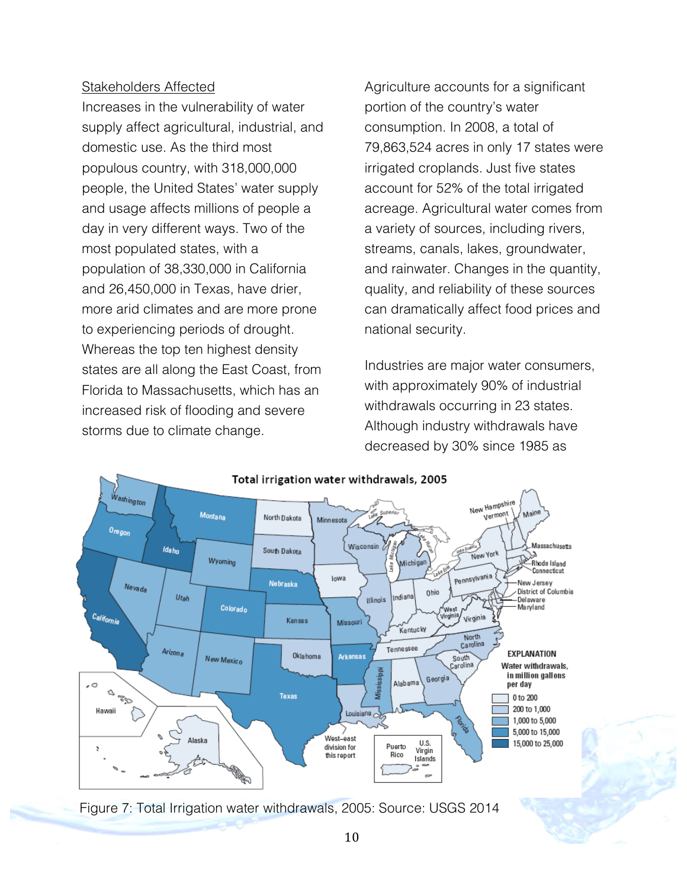Stakeholders Affected

Increases in the vulnerability of water supply affect agricultural, industrial, and domestic use. As the third most populous country, with 318,000,000 people, the United States' water supply and usage affects millions of people a day in very different ways. Two of the most populated states, with a population of 38,330,000 in California and 26,450,000 in Texas, have drier, more arid climates and are more prone to experiencing periods of drought. Whereas the top ten highest density states are all along the East Coast, from Florida to Massachusetts, which has an increased risk of flooding and severe storms due to climate change.

Agriculture accounts for a significant portion of the country's water consumption. In 2008, a total of 79,863,524 acres in only 17 states were irrigated croplands. Just five states account for 52% of the total irrigated acreage. Agricultural water comes from a variety of sources, including rivers, streams, canals, lakes, groundwater, and rainwater. Changes in the quantity, quality, and reliability of these sources can dramatically affect food prices and national security.

Industries are major water consumers, with approximately 90% of industrial withdrawals occurring in 23 states. Although industry withdrawals have decreased by 30% since 1985 as

Figure 7: Total Irrigation water withdrawals, 2005: Source: USGS 2014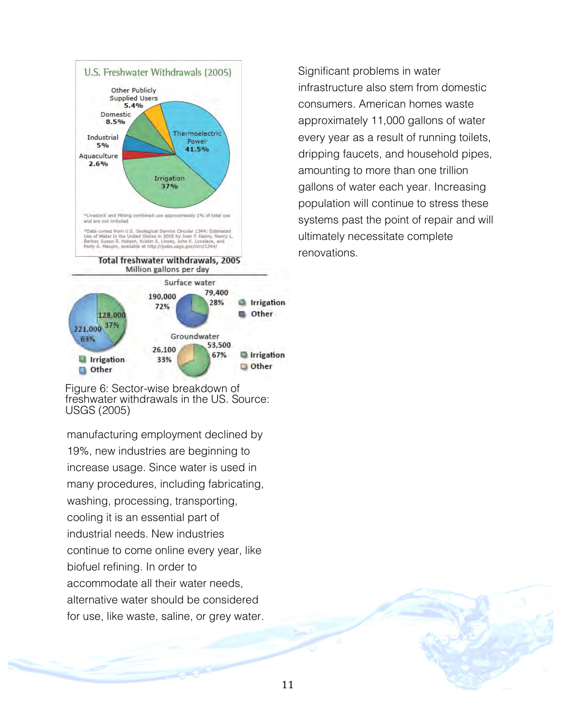Significant problems in water infrastructure also stem from domestic consumers. American homes waste approximately 11,000 gallons of water every year as a result of running toilets, dripping faucets, and household pipes, amounting to more than one trillion gallons of water each year. Increasing population will continue to stress these systems past the point of repair and will ultimately necessitate complete renovations.

Figure 6: Sector-wise breakdown of freshwater withdrawals in the US. Source: USGS (2005)

manufacturing employment declined by 19%, new industries are beginning to increase usage. Since water is used in many procedures, including fabricating, washing, processing, transporting, cooling it is an essential part of industrial needs. New industries continue to come online every year, like biofuel refining. In order to accommodate all their water needs, alternative water should be considered for use, like waste, saline, or grey water.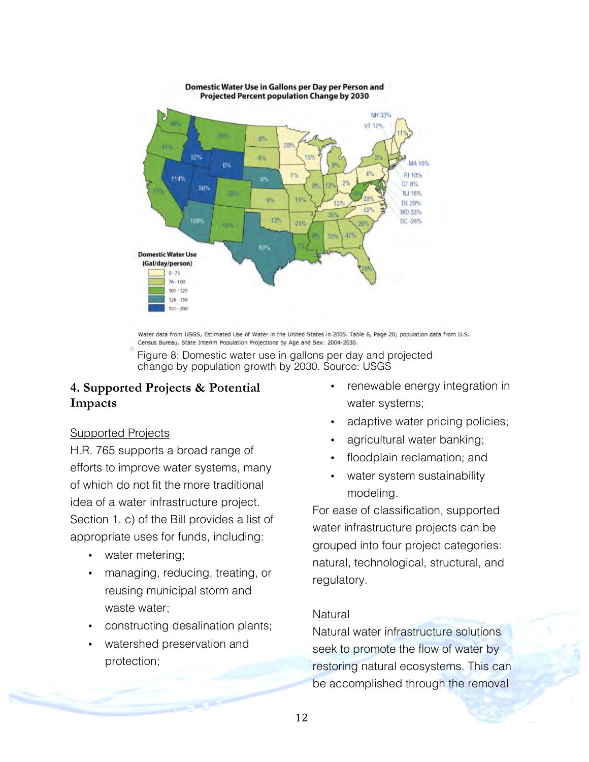Domestic Water Use in Gallons per Day per Person and Projected Percent population Change by 2030

Water data from USGS, Estimated Use of Water in the United States in 2005. Table 6, Page 20; population data from U.S. Census Bureau, State Interim Population Projections by Age and Sex: 2004-2030.

Figure 8: Domestic water use in gallons per day and projected change by population growth by 2030. Source: USGS

## 4. Supported Projects & Potential Impacts

### Supported Projects

H.R. 765 supports a broad range of efforts to improve water systems, many of which do not fit the more traditional idea of a water infrastructure project. Section 1. c) of the Bill provides a list of appropriate uses for funds, including:

- water metering;
- managing, reducing, treating, or reusing municipal storm and waste water;
- constructing desalination plants;
- watershed preservation and protection;
- renewable energy integration in water systems;
- adaptive water pricing policies;
- agricultural water banking;
- floodplain reclamation; and
- water system sustainability modeling.

For ease of classification, supported water infrastructure projects can be grouped into four project categories: natural, technological, structural, and regulatory.

### Natural

Natural water infrastructure solutions seek to promote the flow of water by restoring natural ecosystems. This can be accomplished through the removal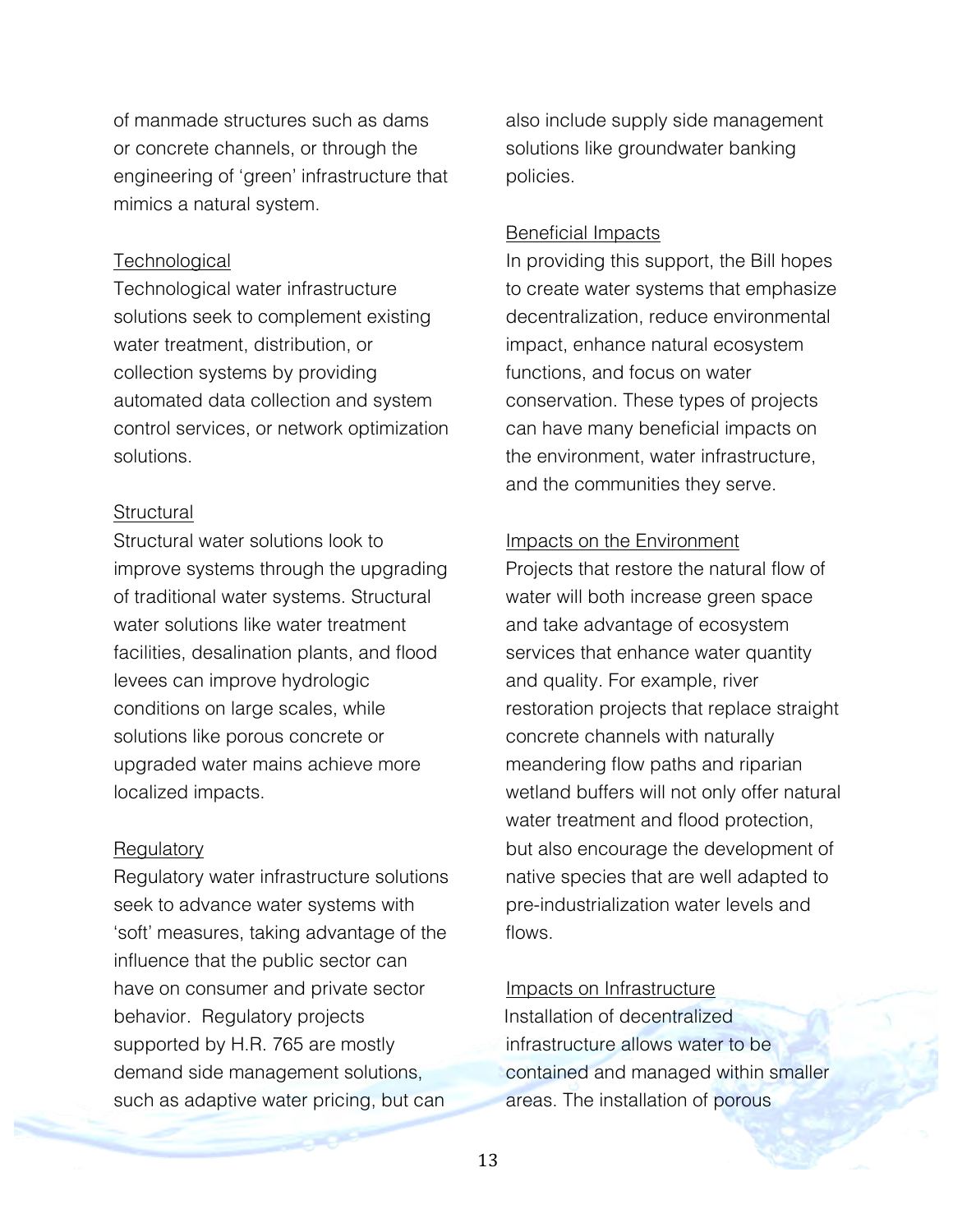of manmade structures such as dams or concrete channels, or through the engineering of 'green' infrastructure that mimics a natural system.

<u>Technological</u>

Technological water infrastructure solutions seek to complement existing water treatment, distribution, or collection systems by providing automated data collection and system control services, or network optimization solutions.

<u>Structural</u>

Structural water solutions look to improve systems through the upgrading of traditional water systems. Structural water solutions like water treatment facilities, desalination plants, and flood levees can improve hydrologic conditions on large scales, while solutions like porous concrete or upgraded water mains achieve more localized impacts.

<u>Regulatory</u>

Regulatory water infrastructure solutions seek to advance water systems with 'soft' measures, taking advantage of the influence that the public sector can have on consumer and private sector behavior. Regulatory projects supported by H.R. 765 are mostly demand side management solutions, such as adaptive water pricing, but can also include supply side management solutions like groundwater banking policies.

<u>Beneficial Impacts</u>

In providing this support, the Bill hopes to create water systems that emphasize decentralization, reduce environmental impact, enhance natural ecosystem functions, and focus on water conservation. These types of projects can have many beneficial impacts on the environment, water infrastructure, and the communities they serve.

<u>Impacts on the Environment</u>

Projects that restore the natural flow of water will both increase green space and take advantage of ecosystem services that enhance water quantity and quality. For example, river restoration projects that replace straight concrete channels with naturally meandering flow paths and riparian wetland buffers will not only offer natural water treatment and flood protection, but also encourage the development of native species that are well adapted to pre-industrialization water levels and flows.

<u>Impacts on Infrastructure</u>

Installation of decentralized infrastructure allows water to be contained and managed within smaller areas. The installation of porous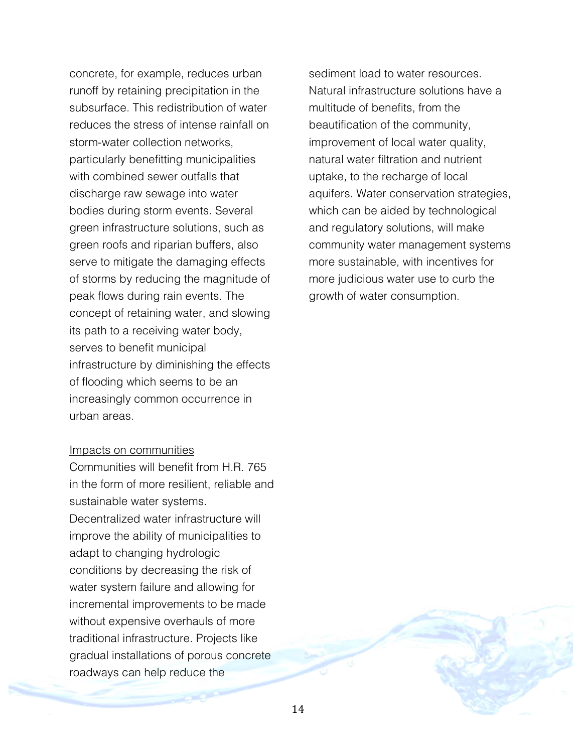concrete, for example, reduces urban runoff by retaining precipitation in the subsurface. This redistribution of water reduces the stress of intense rainfall on storm-water collection networks, particularly benefitting municipalities with combined sewer outfalls that discharge raw sewage into water bodies during storm events. Several green infrastructure solutions, such as green roofs and riparian buffers, also serve to mitigate the damaging effects of storms by reducing the magnitude of peak flows during rain events. The concept of retaining water, and slowing its path to a receiving water body, serves to benefit municipal infrastructure by diminishing the effects of flooding which seems to be an increasingly common occurrence in urban areas.

### Impacts on communities

Communities will benefit from H.R. 765 in the form of more resilient, reliable and sustainable water systems. Decentralized water infrastructure will improve the ability of municipalities to adapt to changing hydrologic conditions by decreasing the risk of water system failure and allowing for incremental improvements to be made without expensive overhauls of more traditional infrastructure. Projects like gradual installations of porous concrete roadways can help reduce the sediment load to water resources. Natural infrastructure solutions have a multitude of benefits, from the beautification of the community, improvement of local water quality, natural water filtration and nutrient uptake, to the recharge of local aquifers. Water conservation strategies, which can be aided by technological and regulatory solutions, will make community water management systems more sustainable, with incentives for more judicious water use to curb the growth of water consumption.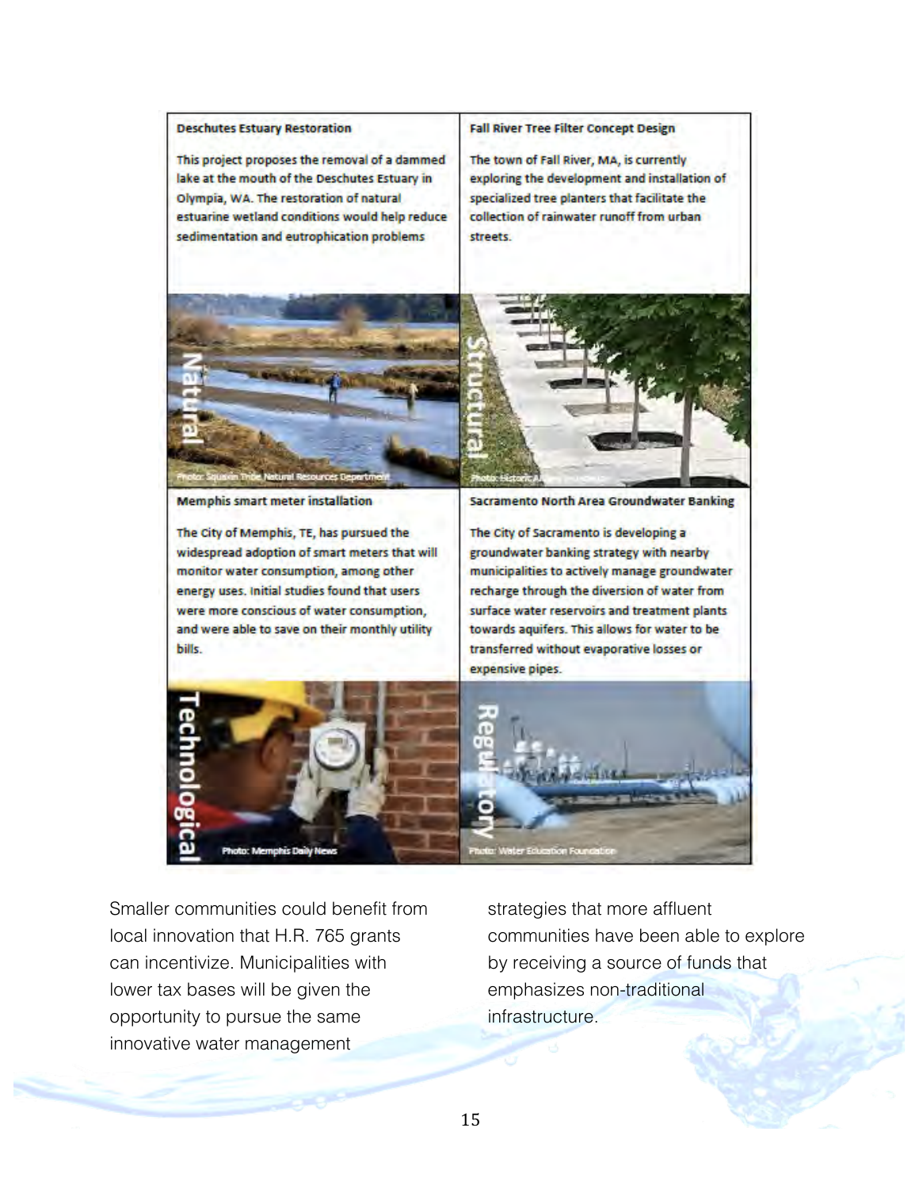**Deschutes Estuary Restoration**

This project proposes the removal of a dammed lake at the mouth of the Deschutes Estuary in Olympia, WA. The restoration of natural estuarine wetland conditions would help reduce sedimentation and eutrophication problems

**Natural**

Photo: Squaxin Tribe Natural Resources Department

**Fall River Tree Filter Concept Design**

The town of Fall River, MA, is currently exploring the development and installation of specialized tree planters that facilitate the collection of rainwater runoff from urban streets.

**Structural**

**Memphis smart meter installation**

The City of Memphis, TE, has pursued the widespread adoption of smart meters that will monitor water consumption, among other energy uses. Initial studies found that users were more conscious of water consumption, and were able to save on their monthly utility bills.

**Technological**

Photo: Memphis Daily News

**Sacramento North Area Groundwater Banking**

The City of Sacramento is developing a groundwater banking strategy with nearby municipalities to actively manage groundwater recharge through the diversion of water from surface water reservoirs and treatment plants towards aquifers. This allows for water to be transferred without evaporative losses or expensive pipes.

**Regulatory**

Photo: Water Education Foundation

Smaller communities could benefit from local innovation that H.R. 765 grants can incentivize. Municipalities with lower tax bases will be given the opportunity to pursue the same innovative water management strategies that more affluent communities have been able to explore by receiving a source of funds that emphasizes non-traditional infrastructure.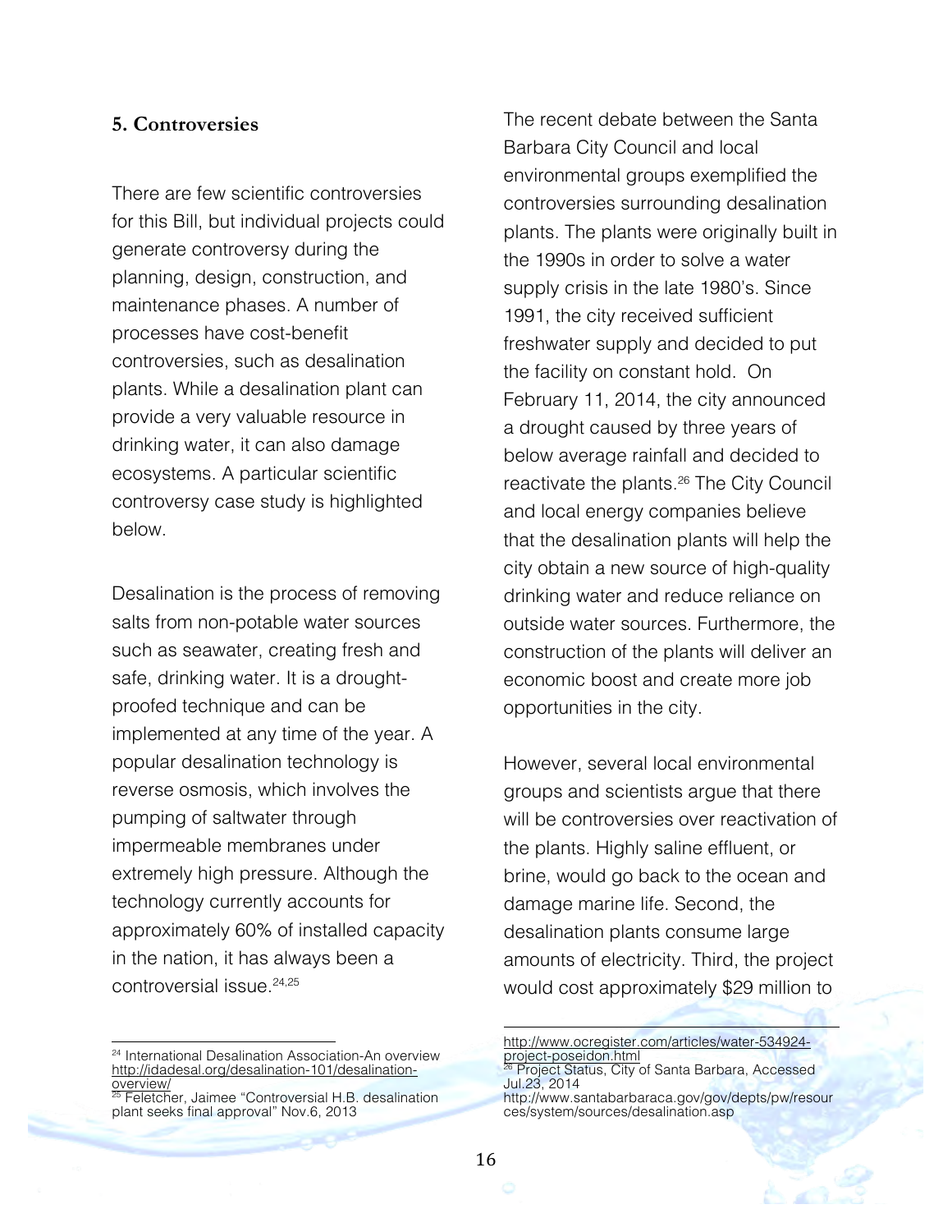## 5. Controversies

There are few scientific controversies for this Bill, but individual projects could generate controversy during the planning, design, construction, and maintenance phases. A number of processes have cost-benefit controversies, such as desalination plants. While a desalination plant can provide a very valuable resource in drinking water, it can also damage ecosystems. A particular scientific controversy case study is highlighted below.

Desalination is the process of removing salts from non-potable water sources such as seawater, creating fresh and safe, drinking water. It is a drought-proofed technique and can be implemented at any time of the year. A popular desalination technology is reverse osmosis, which involves the pumping of saltwater through impermeable membranes under extremely high pressure. Although the technology currently accounts for approximately 60% of installed capacity in the nation, it has always been a controversial issue.[24,25]

The recent debate between the Santa Barbara City Council and local environmental groups exemplified the controversies surrounding desalination plants. The plants were originally built in the 1990s in order to solve a water supply crisis in the late 1980's. Since 1991, the city received sufficient freshwater supply and decided to put the facility on constant hold. On February 11, 2014, the city announced a drought caused by three years of below average rainfall and decided to reactivate the plants.[26] The City Council and local energy companies believe that the desalination plants will help the city obtain a new source of high-quality drinking water and reduce reliance on outside water sources. Furthermore, the construction of the plants will deliver an economic boost and create more job opportunities in the city.

However, several local environmental groups and scientists argue that there will be controversies over reactivation of the plants. Highly saline effluent, or brine, would go back to the ocean and damage marine life. Second, the desalination plants consume large amounts of electricity. Third, the project would cost approximately $29 million to

---

[24] International Desalination Association-An overview http://idadesal.org/desalination-101/desalination-overview/

[25] Feletcher, Jaimee "Controversial H.B. desalination plant seeks final approval" Nov.6, 2013 http://www.ocregister.com/articles/water-534924-project-poseidon.html

[26] Project Status, City of Santa Barbara, Accessed Jul.23, 2014 http://www.santabarbaraca.gov/gov/depts/pw/resources/system/sources/desalination.asp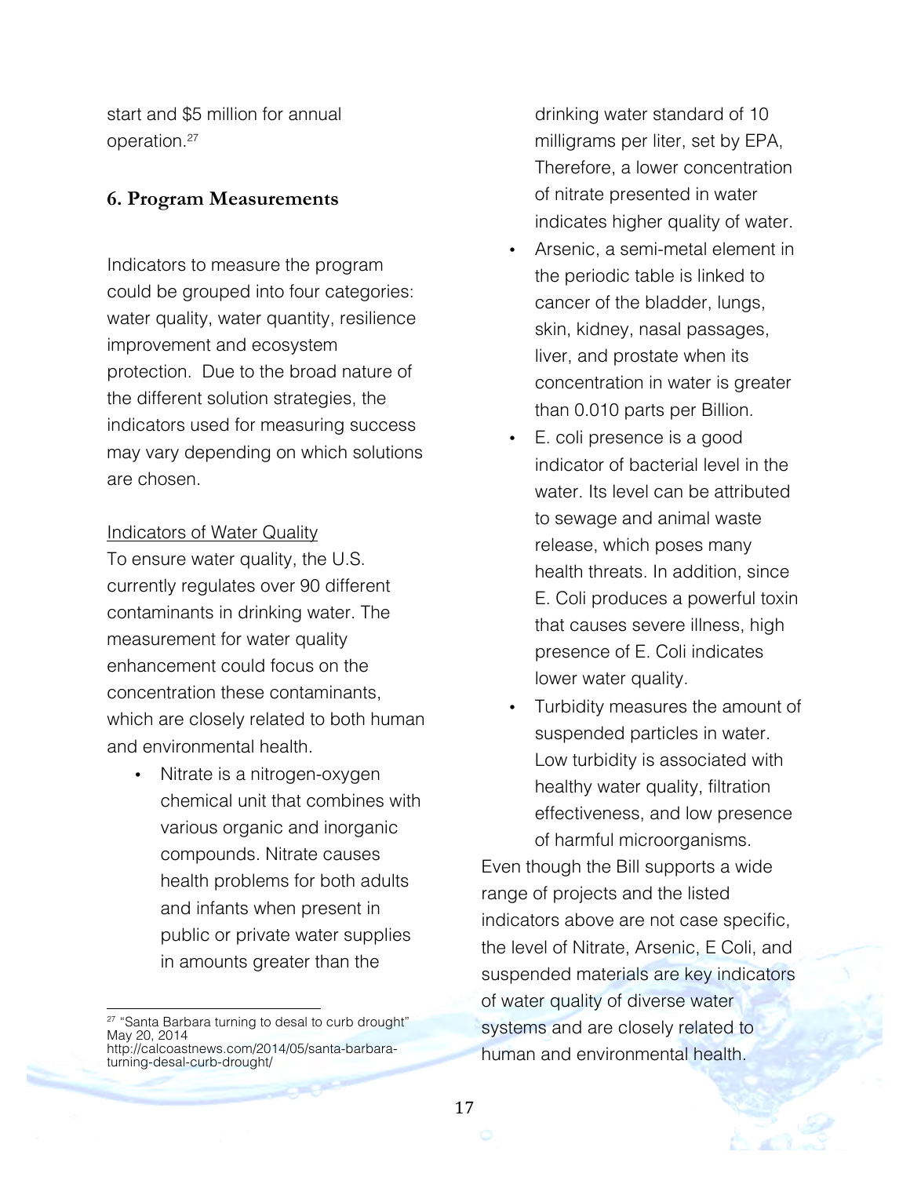start and $5 million for annual operation.[27]

### 6. Program Measurements

Indicators to measure the program could be grouped into four categories: water quality, water quantity, resilience improvement and ecosystem protection. Due to the broad nature of the different solution strategies, the indicators used for measuring success may vary depending on which solutions are chosen.

Indicators of Water Quality

To ensure water quality, the U.S. currently regulates over 90 different contaminants in drinking water. The measurement for water quality enhancement could focus on the concentration these contaminants, which are closely related to both human and environmental health.

- Nitrate is a nitrogen-oxygen chemical unit that combines with various organic and inorganic compounds. Nitrate causes health problems for both adults and infants when present in public or private water supplies in amounts greater than the drinking water standard of 10 milligrams per liter, set by EPA, Therefore, a lower concentration of nitrate presented in water indicates higher quality of water.
- Arsenic, a semi-metal element in the periodic table is linked to cancer of the bladder, lungs, skin, kidney, nasal passages, liver, and prostate when its concentration in water is greater than 0.010 parts per Billion.
- E. coli presence is a good indicator of bacterial level in the water. Its level can be attributed to sewage and animal waste release, which poses many health threats. In addition, since E. Coli produces a powerful toxin that causes severe illness, high presence of E. Coli indicates lower water quality.
- Turbidity measures the amount of suspended particles in water. Low turbidity is associated with healthy water quality, filtration effectiveness, and low presence of harmful microorganisms.

Even though the Bill supports a wide range of projects and the listed indicators above are not case specific, the level of Nitrate, Arsenic, E Coli, and suspended materials are key indicators of water quality of diverse water systems and are closely related to human and environmental health.

---

[27] "Santa Barbara turning to desal to curb drought" May 20, 2014 http://calcoastnews.com/2014/05/santa-barbara-turning-desal-curb-drought/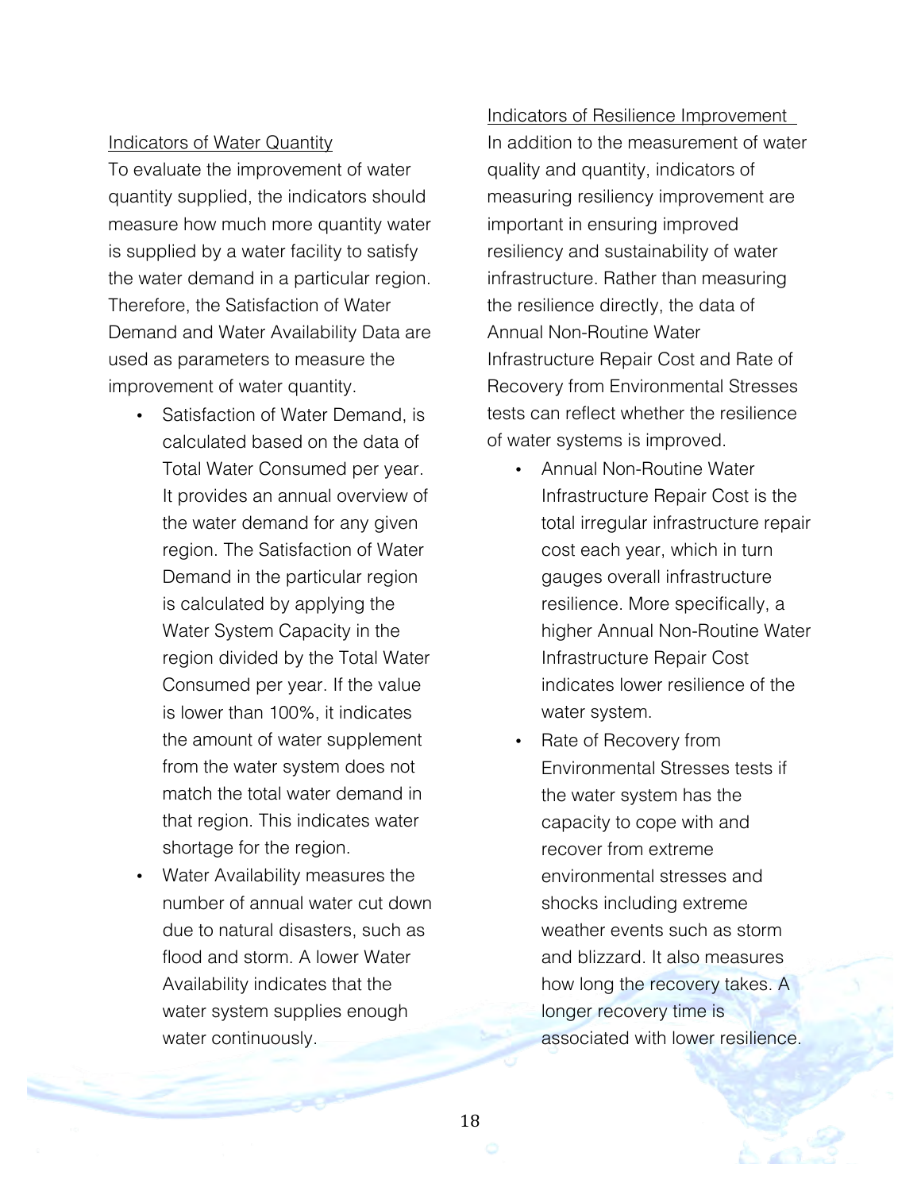### Indicators of Water Quantity

To evaluate the improvement of water quantity supplied, the indicators should measure how much more quantity water is supplied by a water facility to satisfy the water demand in a particular region. Therefore, the Satisfaction of Water Demand and Water Availability Data are used as parameters to measure the improvement of water quantity.

- Satisfaction of Water Demand, is calculated based on the data of Total Water Consumed per year. It provides an annual overview of the water demand for any given region. The Satisfaction of Water Demand in the particular region is calculated by applying the Water System Capacity in the region divided by the Total Water Consumed per year. If the value is lower than 100%, it indicates the amount of water supplement from the water system does not match the total water demand in that region. This indicates water shortage for the region.
- Water Availability measures the number of annual water cut down due to natural disasters, such as flood and storm. A lower Water Availability indicates that the water system supplies enough water continuously.

### Indicators of Resilience Improvement

In addition to the measurement of water quality and quantity, indicators of measuring resiliency improvement are important in ensuring improved resiliency and sustainability of water infrastructure. Rather than measuring the resilience directly, the data of Annual Non-Routine Water Infrastructure Repair Cost and Rate of Recovery from Environmental Stresses tests can reflect whether the resilience of water systems is improved.

- Annual Non-Routine Water Infrastructure Repair Cost is the total irregular infrastructure repair cost each year, which in turn gauges overall infrastructure resilience. More specifically, a higher Annual Non-Routine Water Infrastructure Repair Cost indicates lower resilience of the water system.
- Rate of Recovery from Environmental Stresses tests if the water system has the capacity to cope with and recover from extreme environmental stresses and shocks including extreme weather events such as storm and blizzard. It also measures how long the recovery takes. A longer recovery time is associated with lower resilience.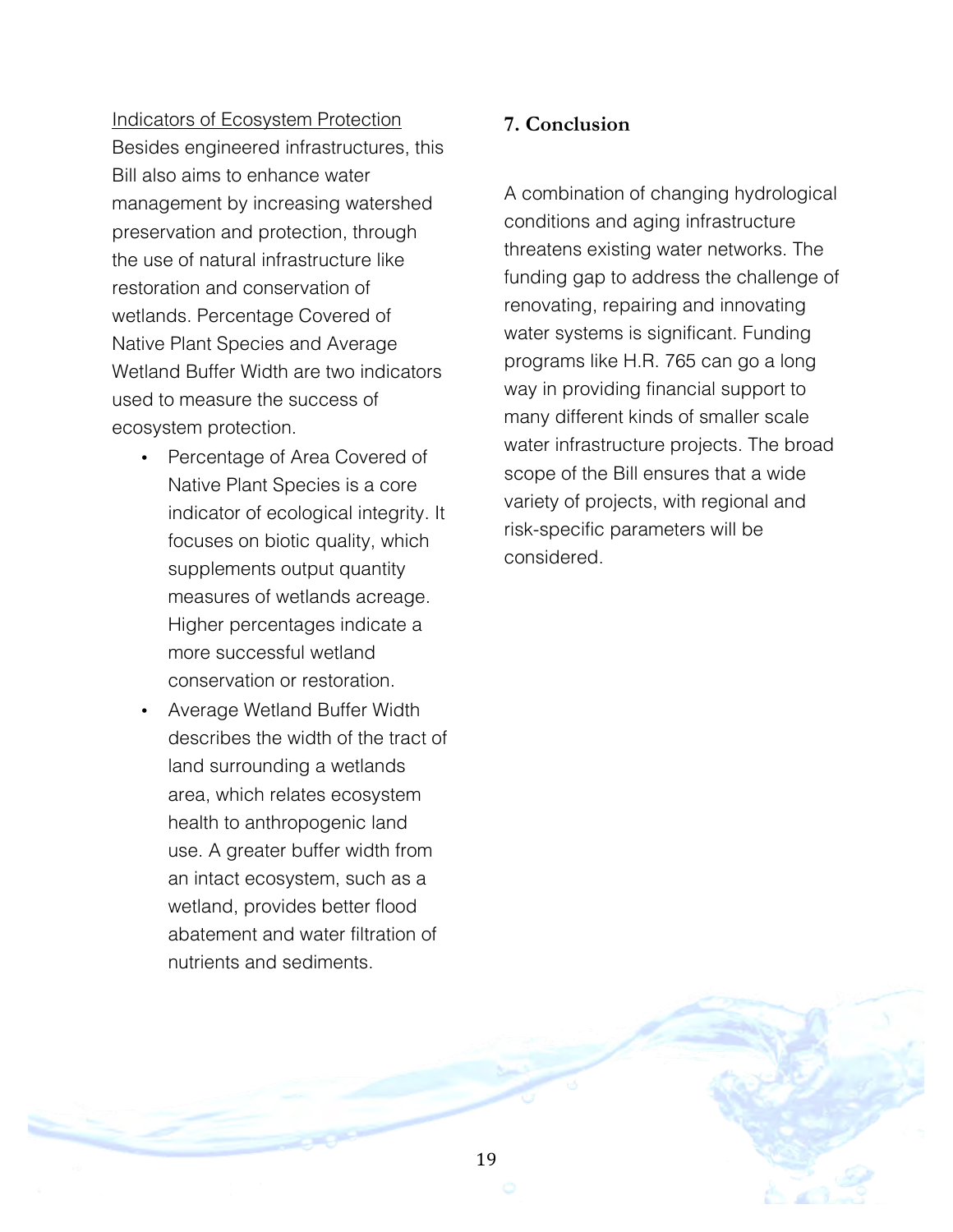Indicators of Ecosystem Protection

Besides engineered infrastructures, this Bill also aims to enhance water management by increasing watershed preservation and protection, through the use of natural infrastructure like restoration and conservation of wetlands. Percentage Covered of Native Plant Species and Average Wetland Buffer Width are two indicators used to measure the success of ecosystem protection.

- Percentage of Area Covered of Native Plant Species is a core indicator of ecological integrity. It focuses on biotic quality, which supplements output quantity measures of wetlands acreage. Higher percentages indicate a more successful wetland conservation or restoration.
- Average Wetland Buffer Width describes the width of the tract of land surrounding a wetlands area, which relates ecosystem health to anthropogenic land use. A greater buffer width from an intact ecosystem, such as a wetland, provides better flood abatement and water filtration of nutrients and sediments.

## 7. Conclusion

A combination of changing hydrological conditions and aging infrastructure threatens existing water networks. The funding gap to address the challenge of renovating, repairing and innovating water systems is significant. Funding programs like H.R. 765 can go a long way in providing financial support to many different kinds of smaller scale water infrastructure projects. The broad scope of the Bill ensures that a wide variety of projects, with regional and risk-specific parameters will be considered.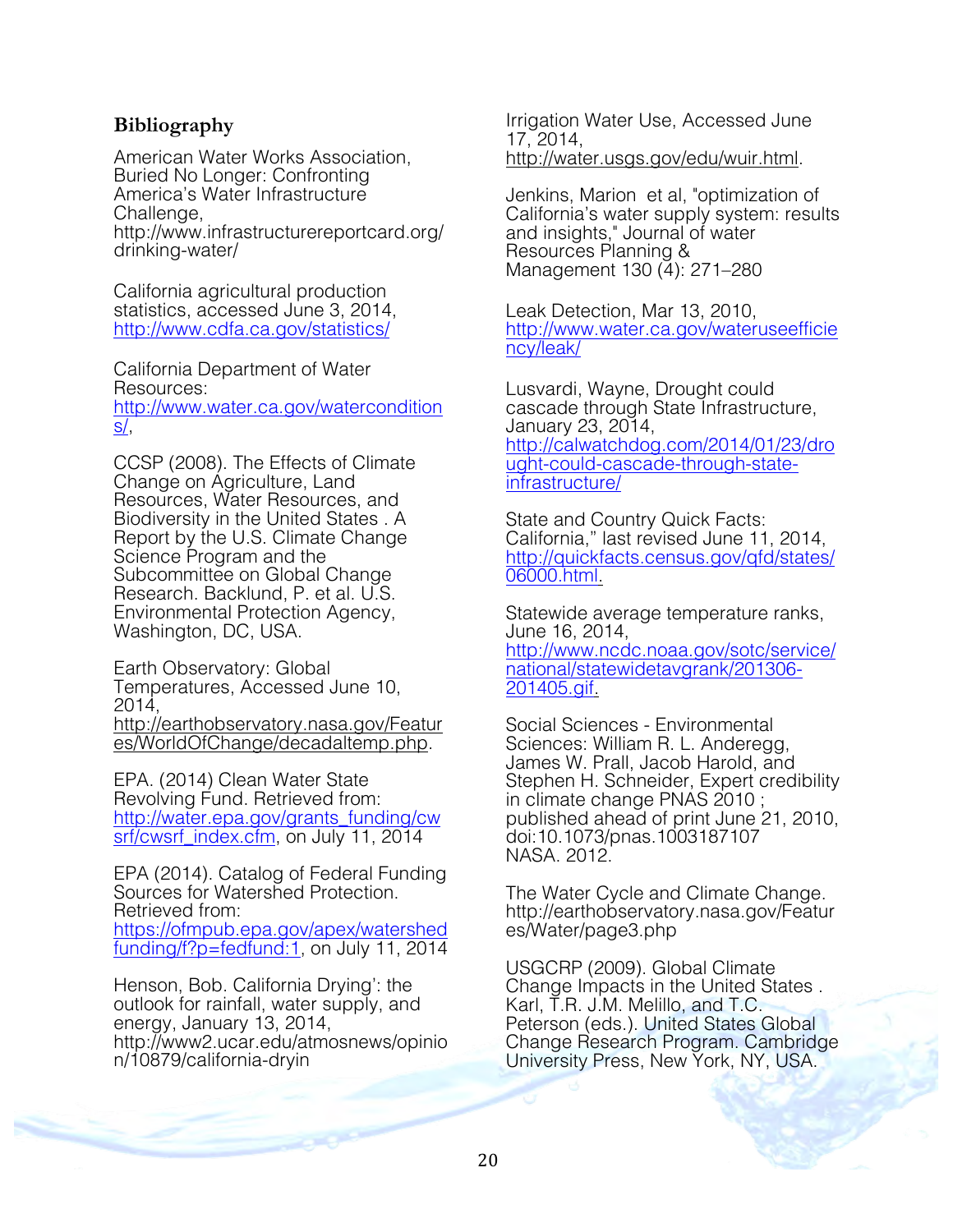## Bibliography

American Water Works Association, Buried No Longer: Confronting America's Water Infrastructure Challenge, http://www.infrastructurereportcard.org/drinking-water/

California agricultural production statistics, accessed June 3, 2014, http://www.cdfa.ca.gov/statistics/

California Department of Water Resources: http://www.water.ca.gov/waterconditions/,

CCSP (2008). The Effects of Climate Change on Agriculture, Land Resources, Water Resources, and Biodiversity in the United States . A Report by the U.S. Climate Change Science Program and the Subcommittee on Global Change Research. Backlund, P. et al. U.S. Environmental Protection Agency, Washington, DC, USA.

Earth Observatory: Global Temperatures, Accessed June 10, 2014, http://earthobservatory.nasa.gov/Features/WorldOfChange/decadaltemp.php.

EPA. (2014) Clean Water State Revolving Fund. Retrieved from: http://water.epa.gov/grants_funding/cwsrf/cwsrf_index.cfm, on July 11, 2014

EPA (2014). Catalog of Federal Funding Sources for Watershed Protection. Retrieved from: https://ofmpub.epa.gov/apex/watershedfunding/f?p=fedfund:1, on July 11, 2014

Henson, Bob. California Drying': the outlook for rainfall, water supply, and energy, January 13, 2014, http://www2.ucar.edu/atmosnews/opinion/10879/california-dryin

Irrigation Water Use, Accessed June 17, 2014, http://water.usgs.gov/edu/wuir.html.

Jenkins, Marion et al, "optimization of California's water supply system: results and insights," Journal of water Resources Planning & Management 130 (4): 271–280

Leak Detection, Mar 13, 2010, http://www.water.ca.gov/wateruseefficiency/leak/

Lusvardi, Wayne, Drought could cascade through State Infrastructure, January 23, 2014, http://calwatchdog.com/2014/01/23/drought-could-cascade-through-state-infrastructure/

State and Country Quick Facts: California," last revised June 11, 2014, http://quickfacts.census.gov/qfd/states/06000.html.

Statewide average temperature ranks, June 16, 2014, http://www.ncdc.noaa.gov/sotc/service/national/statewidetavgrank/201306-201405.gif.

Social Sciences - Environmental Sciences: William R. L. Anderegg, James W. Prall, Jacob Harold, and Stephen H. Schneider, Expert credibility in climate change PNAS 2010 ; published ahead of print June 21, 2010, doi:10.1073/pnas.1003187107 NASA. 2012.

The Water Cycle and Climate Change. http://earthobservatory.nasa.gov/Features/Water/page3.php

USGCRP (2009). Global Climate Change Impacts in the United States . Karl, T.R. J.M. Melillo, and T.C. Peterson (eds.). United States Global Change Research Program. Cambridge University Press, New York, NY, USA.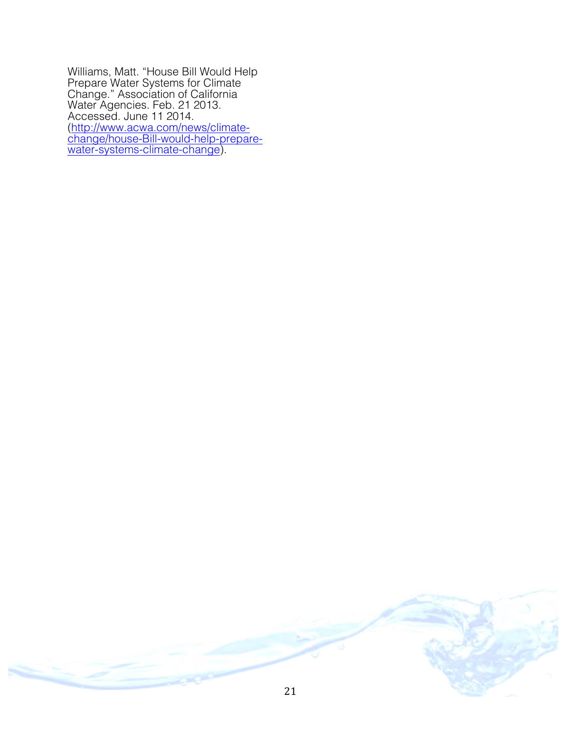Williams, Matt. "House Bill Would Help Prepare Water Systems for Climate Change." Association of California Water Agencies. Feb. 21 2013. Accessed. June 11 2014. (http://www.acwa.com/news/climate-change/house-Bill-would-help-prepare-water-systems-climate-change).